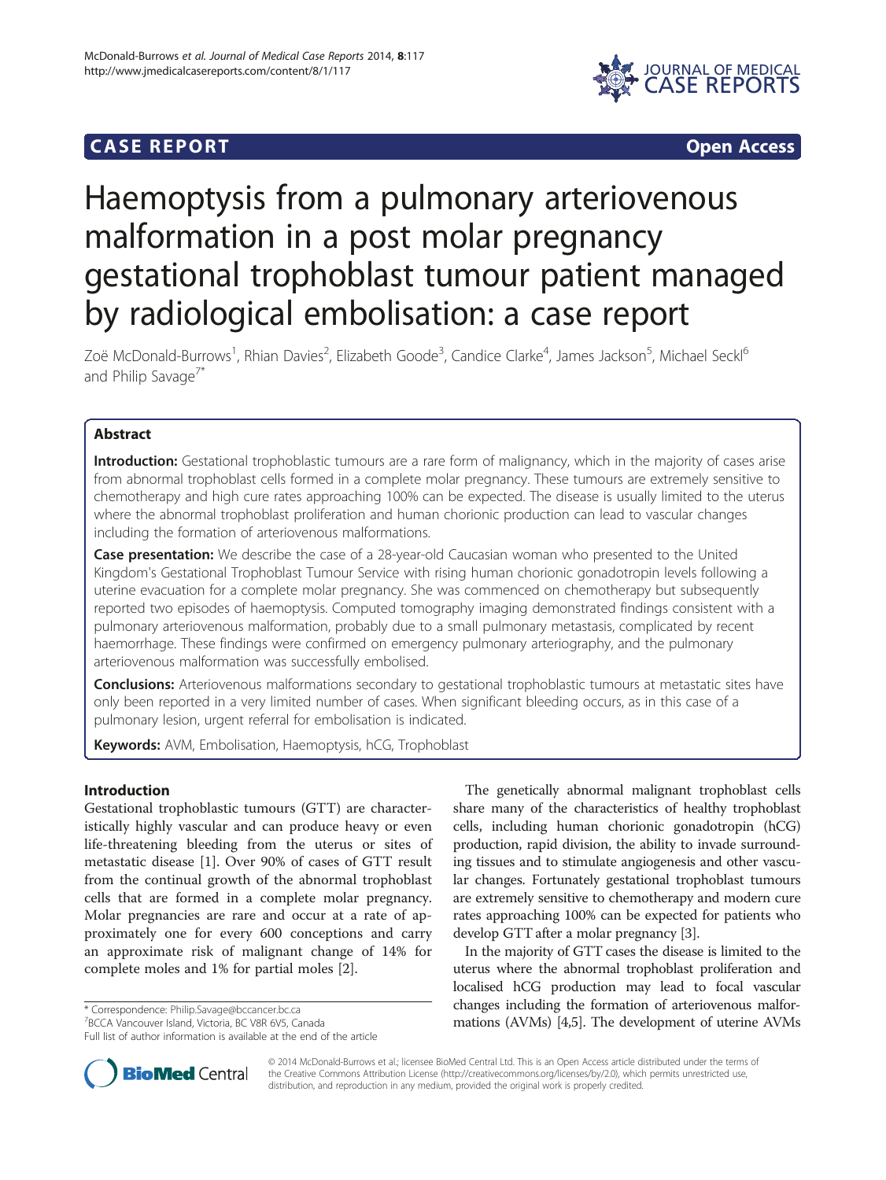**CASE REPORT** **Open Access**

# Haemoptysis from a pulmonary arteriovenous malformation in a post molar pregnancy gestational trophoblast tumour patient managed by radiological embolisation: a case report

Zoë McDonald-Burrows[1], Rhian Davies[2], Elizabeth Goode[3], Candice Clarke[4], James Jackson[5], Michael Seckl[6] and Philip Savage[7*]

## Abstract

**Introduction:** Gestational trophoblastic tumours are a rare form of malignancy, which in the majority of cases arise from abnormal trophoblast cells formed in a complete molar pregnancy. These tumours are extremely sensitive to chemotherapy and high cure rates approaching 100% can be expected. The disease is usually limited to the uterus where the abnormal trophoblast proliferation and human chorionic production can lead to vascular changes including the formation of arteriovenous malformations.

**Case presentation:** We describe the case of a 28-year-old Caucasian woman who presented to the United Kingdom's Gestational Trophoblast Tumour Service with rising human chorionic gonadotropin levels following a uterine evacuation for a complete molar pregnancy. She was commenced on chemotherapy but subsequently reported two episodes of haemoptysis. Computed tomography imaging demonstrated findings consistent with a pulmonary arteriovenous malformation, probably due to a small pulmonary metastasis, complicated by recent haemorrhage. These findings were confirmed on emergency pulmonary arteriography, and the pulmonary arteriovenous malformation was successfully embolised.

**Conclusions:** Arteriovenous malformations secondary to gestational trophoblastic tumours at metastatic sites have only been reported in a very limited number of cases. When significant bleeding occurs, as in this case of a pulmonary lesion, urgent referral for embolisation is indicated.

**Keywords:** AVM, Embolisation, Haemoptysis, hCG, Trophoblast

## Introduction

Gestational trophoblastic tumours (GTT) are characteristically highly vascular and can produce heavy or even life-threatening bleeding from the uterus or sites of metastatic disease [1]. Over 90% of cases of GTT result from the continual growth of the abnormal trophoblast cells that are formed in a complete molar pregnancy. Molar pregnancies are rare and occur at a rate of approximately one for every 600 conceptions and carry an approximate risk of malignant change of 14% for complete moles and 1% for partial moles [2].

The genetically abnormal malignant trophoblast cells share many of the characteristics of healthy trophoblast cells, including human chorionic gonadotropin (hCG) production, rapid division, the ability to invade surrounding tissues and to stimulate angiogenesis and other vascular changes. Fortunately gestational trophoblast tumours are extremely sensitive to chemotherapy and modern cure rates approaching 100% can be expected for patients who develop GTT after a molar pregnancy [3].

In the majority of GTT cases the disease is limited to the uterus where the abnormal trophoblast proliferation and localised hCG production may lead to focal vascular changes including the formation of arteriovenous malformations (AVMs) [4,5]. The development of uterine AVMs

\* Correspondence: Philip.Savage@bccancer.bc.ca
[7]BCCA Vancouver Island, Victoria, BC V8R 6V5, Canada
Full list of author information is available at the end of the article

© 2014 McDonald-Burrows et al.; licensee BioMed Central Ltd. This is an Open Access article distributed under the terms of the Creative Commons Attribution License (http://creativecommons.org/licenses/by/2.0), which permits unrestricted use, distribution, and reproduction in any medium, provided the original work is properly credited.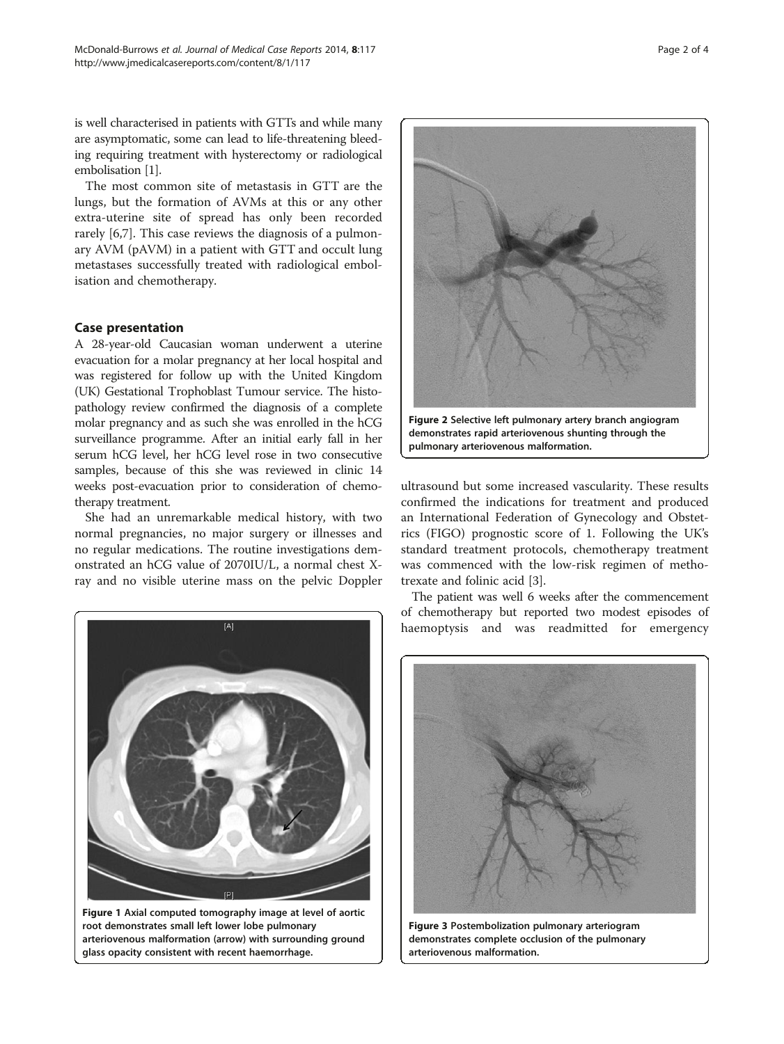is well characterised in patients with GTTs and while many are asymptomatic, some can lead to life-threatening bleeding requiring treatment with hysterectomy or radiological embolisation [1].

The most common site of metastasis in GTT are the lungs, but the formation of AVMs at this or any other extra-uterine site of spread has only been recorded rarely [6,7]. This case reviews the diagnosis of a pulmonary AVM (pAVM) in a patient with GTT and occult lung metastases successfully treated with radiological embolisation and chemotherapy.

## Case presentation

A 28-year-old Caucasian woman underwent a uterine evacuation for a molar pregnancy at her local hospital and was registered for follow up with the United Kingdom (UK) Gestational Trophoblast Tumour service. The histopathology review confirmed the diagnosis of a complete molar pregnancy and as such she was enrolled in the hCG surveillance programme. After an initial early fall in her serum hCG level, her hCG level rose in two consecutive samples, because of this she was reviewed in clinic 14 weeks post-evacuation prior to consideration of chemotherapy treatment.

She had an unremarkable medical history, with two normal pregnancies, no major surgery or illnesses and no regular medications. The routine investigations demonstrated an hCG value of 2070IU/L, a normal chest X-ray and no visible uterine mass on the pelvic Doppler ultrasound but some increased vascularity. These results confirmed the indications for treatment and produced an International Federation of Gynecology and Obstetrics (FIGO) prognostic score of 1. Following the UK's standard treatment protocols, chemotherapy treatment was commenced with the low-risk regimen of methotrexate and folinic acid [3].

The patient was well 6 weeks after the commencement of chemotherapy but reported two modest episodes of haemoptysis and was readmitted for emergency

**Figure 1** Axial computed tomography image at level of aortic root demonstrates small left lower lobe pulmonary arteriovenous malformation (arrow) with surrounding ground glass opacity consistent with recent haemorrhage.

**Figure 2** Selective left pulmonary artery branch angiogram demonstrates rapid arteriovenous shunting through the pulmonary arteriovenous malformation.

**Figure 3** Postembolization pulmonary arteriogram demonstrates complete occlusion of the pulmonary arteriovenous malformation.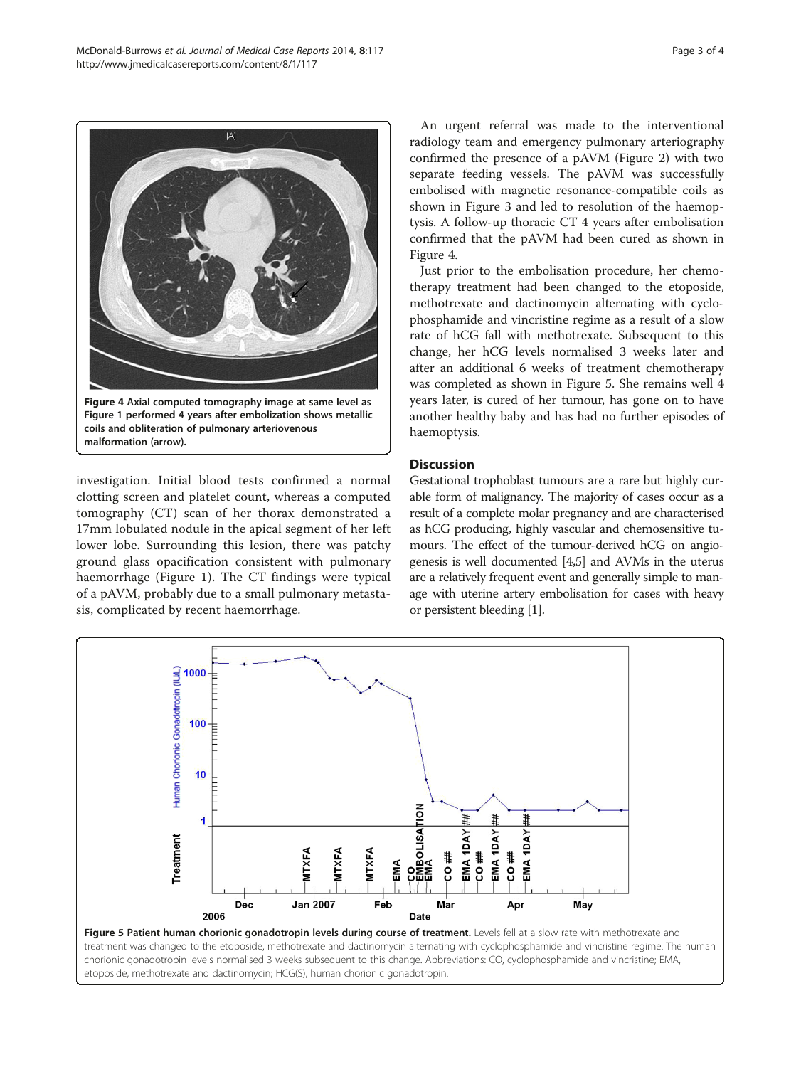Figure 4 Axial computed tomography image at same level as Figure 1 performed 4 years after embolization shows metallic coils and obliteration of pulmonary arteriovenous malformation (arrow).

investigation. Initial blood tests confirmed a normal clotting screen and platelet count, whereas a computed tomography (CT) scan of her thorax demonstrated a 17mm lobulated nodule in the apical segment of her left lower lobe. Surrounding this lesion, there was patchy ground glass opacification consistent with pulmonary haemorrhage (Figure 1). The CT findings were typical of a pAVM, probably due to a small pulmonary metastasis, complicated by recent haemorrhage.

An urgent referral was made to the interventional radiology team and emergency pulmonary arteriography confirmed the presence of a pAVM (Figure 2) with two separate feeding vessels. The pAVM was successfully embolised with magnetic resonance-compatible coils as shown in Figure 3 and led to resolution of the haemoptysis. A follow-up thoracic CT 4 years after embolisation confirmed that the pAVM had been cured as shown in Figure 4.

Just prior to the embolisation procedure, her chemotherapy treatment had been changed to the etoposide, methotrexate and dactinomycin alternating with cyclophosphamide and vincristine regime as a result of a slow rate of hCG fall with methotrexate. Subsequent to this change, her hCG levels normalised 3 weeks later and after an additional 6 weeks of treatment chemotherapy was completed as shown in Figure 5. She remains well 4 years later, is cured of her tumour, has gone on to have another healthy baby and has had no further episodes of haemoptysis.

## Discussion

Gestational trophoblast tumours are a rare but highly curable form of malignancy. The majority of cases occur as a result of a complete molar pregnancy and are characterised as hCG producing, highly vascular and chemosensitive tumours. The effect of the tumour-derived hCG on angiogenesis is well documented [4,5] and AVMs in the uterus are a relatively frequent event and generally simple to manage with uterine artery embolisation for cases with heavy or persistent bleeding [1].

**Figure 5 Patient human chorionic gonadotropin levels during course of treatment.** Levels fell at a slow rate with methotrexate and treatment was changed to the etoposide, methotrexate and dactinomycin alternating with cyclophosphamide and vincristine regime. The human chorionic gonadotropin levels normalised 3 weeks subsequent to this change. Abbreviations: CO, cyclophosphamide and vincristine; EMA, etoposide, methotrexate and dactinomycin; HCG(S), human chorionic gonadotropin.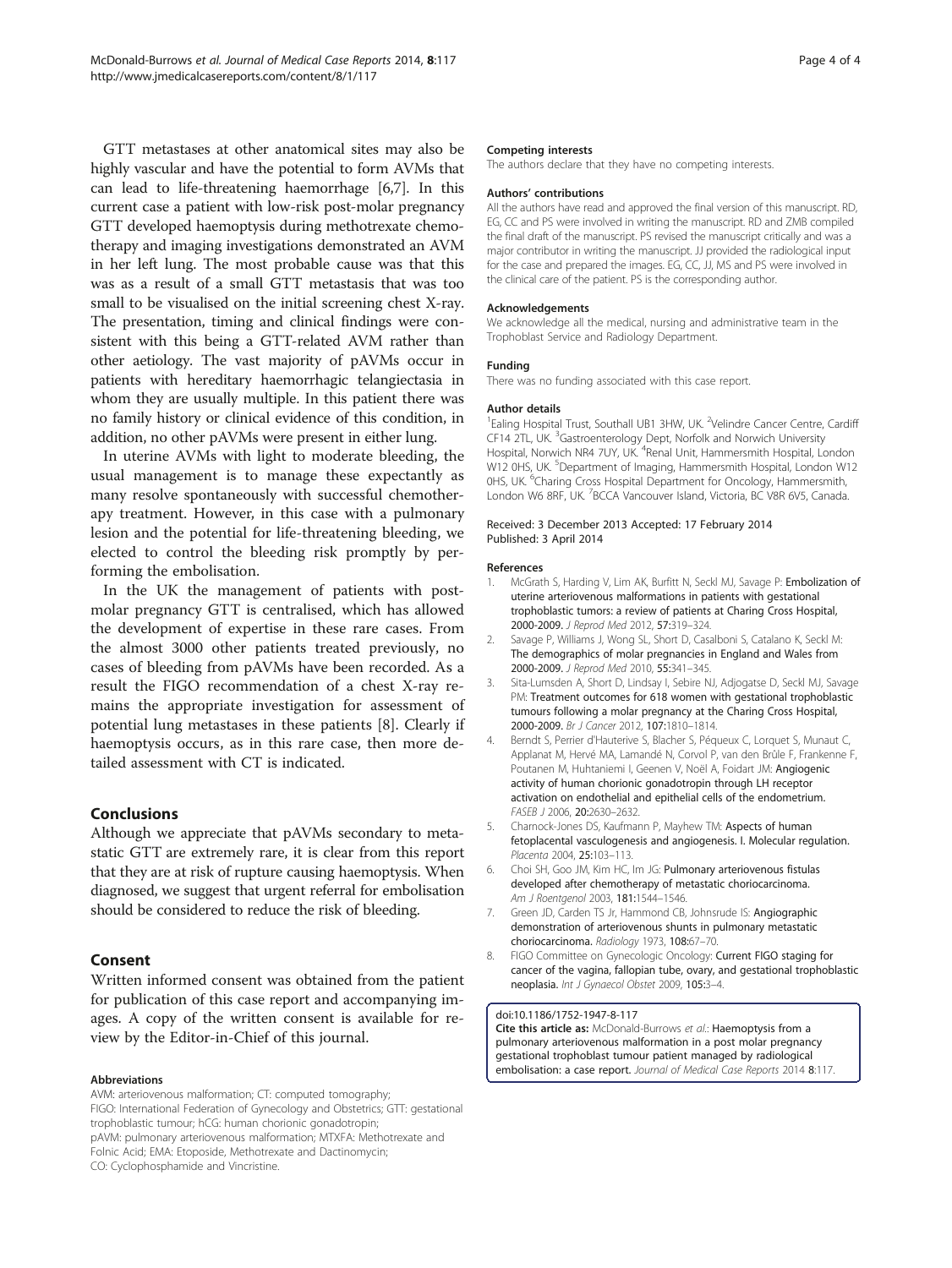GTT metastases at other anatomical sites may also be highly vascular and have the potential to form AVMs that can lead to life-threatening haemorrhage [6,7]. In this current case a patient with low-risk post-molar pregnancy GTT developed haemoptysis during methotrexate chemotherapy and imaging investigations demonstrated an AVM in her left lung. The most probable cause was that this was as a result of a small GTT metastasis that was too small to be visualised on the initial screening chest X-ray. The presentation, timing and clinical findings were consistent with this being a GTT-related AVM rather than other aetiology. The vast majority of pAVMs occur in patients with hereditary haemorrhagic telangiectasia in whom they are usually multiple. In this patient there was no family history or clinical evidence of this condition, in addition, no other pAVMs were present in either lung.

In uterine AVMs with light to moderate bleeding, the usual management is to manage these expectantly as many resolve spontaneously with successful chemotherapy treatment. However, in this case with a pulmonary lesion and the potential for life-threatening bleeding, we elected to control the bleeding risk promptly by performing the embolisation.

In the UK the management of patients with post-molar pregnancy GTT is centralised, which has allowed the development of expertise in these rare cases. From the almost 3000 other patients treated previously, no cases of bleeding from pAVMs have been recorded. As a result the FIGO recommendation of a chest X-ray remains the appropriate investigation for assessment of potential lung metastases in these patients [8]. Clearly if haemoptysis occurs, as in this rare case, then more detailed assessment with CT is indicated.

## Conclusions

Although we appreciate that pAVMs secondary to metastatic GTT are extremely rare, it is clear from this report that they are at risk of rupture causing haemoptysis. When diagnosed, we suggest that urgent referral for embolisation should be considered to reduce the risk of bleeding.

## Consent

Written informed consent was obtained from the patient for publication of this case report and accompanying images. A copy of the written consent is available for review by the Editor-in-Chief of this journal.

#### Abbreviations

AVM: arteriovenous malformation; CT: computed tomography; FIGO: International Federation of Gynecology and Obstetrics; GTT: gestational trophoblastic tumour; hCG: human chorionic gonadotropin; pAVM: pulmonary arteriovenous malformation; MTXFA: Methotrexate and Folnic Acid; EMA: Etoposide, Methotrexate and Dactinomycin; CO: Cyclophosphamide and Vincristine.

#### Competing interests

The authors declare that they have no competing interests.

#### Authors' contributions

All the authors have read and approved the final version of this manuscript. RD, EG, CC and PS were involved in writing the manuscript. RD and ZMB compiled the final draft of the manuscript. PS revised the manuscript critically and was a major contributor in writing the manuscript. JJ provided the radiological input for the case and prepared the images. EG, CC, JJ, MS and PS were involved in the clinical care of the patient. PS is the corresponding author.

#### Acknowledgements

We acknowledge all the medical, nursing and administrative team in the Trophoblast Service and Radiology Department.

#### Funding

There was no funding associated with this case report.

#### Author details

[1]Ealing Hospital Trust, Southall UB1 3HW, UK. [2]Velindre Cancer Centre, Cardiff CF14 2TL, UK. [3]Gastroenterology Dept, Norfolk and Norwich University Hospital, Norwich NR4 7UY, UK. [4]Renal Unit, Hammersmith Hospital, London W12 0HS, UK. [5]Department of Imaging, Hammersmith Hospital, London W12 0HS, UK. [6]Charing Cross Hospital Department for Oncology, Hammersmith, London W6 8RF, UK. [7]BCCA Vancouver Island, Victoria, BC V8R 6V5, Canada.

Received: 3 December 2013 Accepted: 17 February 2014
Published: 3 April 2014

#### References

1. McGrath S, Harding V, Lim AK, Burfitt N, Seckl MJ, Savage P: **Embolization of uterine arteriovenous malformations in patients with gestational trophoblastic tumors: a review of patients at Charing Cross Hospital, 2000-2009.** *J Reprod Med* 2012, **57**:319–324.
2. Savage P, Williams J, Wong SL, Short D, Casalboni S, Catalano K, Seckl M: **The demographics of molar pregnancies in England and Wales from 2000-2009.** *J Reprod Med* 2010, **55**:341–345.
3. Sita-Lumsden A, Short D, Lindsay I, Sebire NJ, Adjogatse D, Seckl MJ, Savage PM: **Treatment outcomes for 618 women with gestational trophoblastic tumours following a molar pregnancy at the Charing Cross Hospital, 2000-2009.** *Br J Cancer* 2012, **107**:1810–1814.
4. Berndt S, Perrier d'Hauterive S, Blacher S, Péqueux C, Lorquet S, Munaut C, Applanat M, Hervé MA, Lamandé N, Corvol P, van den Brûle F, Frankenne F, Poutanen M, Huhtaniemi I, Geenen V, Noël A, Foidart JM: **Angiogenic activity of human chorionic gonadotropin through LH receptor activation on endothelial and epithelial cells of the endometrium.** *FASEB J* 2006, **20**:2630–2632.
5. Charnock-Jones DS, Kaufmann P, Mayhew TM: **Aspects of human fetoplacental vasculogenesis and angiogenesis. I. Molecular regulation.** *Placenta* 2004, **25**:103–113.
6. Choi SH, Goo JM, Kim HC, Im JG: **Pulmonary arteriovenous fistulas developed after chemotherapy of metastatic choriocarcinoma.** *Am J Roentgenol* 2003, **181**:1544–1546.
7. Green JD, Carden TS Jr, Hammond CB, Johnsrude IS: **Angiographic demonstration of arteriovenous shunts in pulmonary metastatic choriocarcinoma.** *Radiology* 1973, **108**:67–70.
8. FIGO Committee on Gynecologic Oncology: **Current FIGO staging for cancer of the vagina, fallopian tube, ovary, and gestational trophoblastic neoplasia.** *Int J Gynaecol Obstet* 2009, **105**:3–4.

doi:10.1186/1752-1947-8-117

**Cite this article as:** McDonald-Burrows *et al.*: Haemoptysis from a pulmonary arteriovenous malformation in a post molar pregnancy gestational trophoblast tumour patient managed by radiological embolisation: a case report. *Journal of Medical Case Reports* 2014 **8**:117.